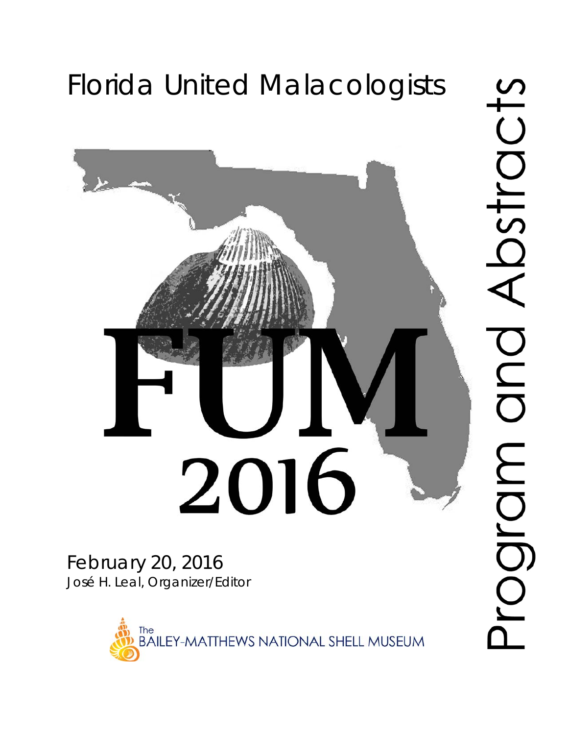# Florida United Malacologists

# FUM 2016

## Program and Abstracts

February 20, 2016

José H. Leal, Organizer/Editor

The BAILEY-MATTHEWS NATIONAL SHELL MUSEUM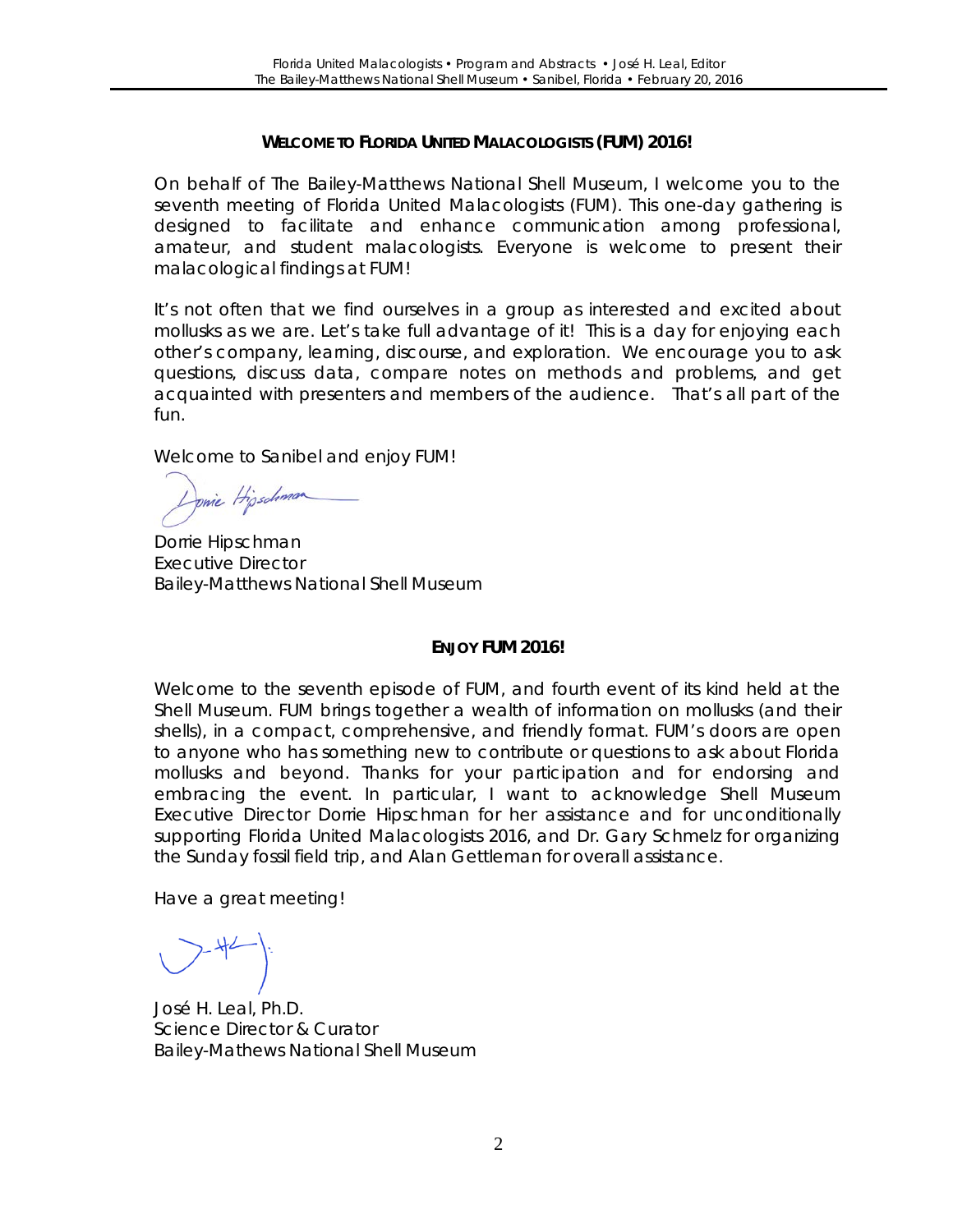## WELCOME TO FLORIDA UNITED MALACOLOGISTS (FUM) 2016!

On behalf of The Bailey-Matthews National Shell Museum, I welcome you to the seventh meeting of Florida United Malacologists (FUM). This one-day gathering is designed to facilitate and enhance communication among professional, amateur, and student malacologists. Everyone is welcome to present their malacological findings at FUM!

It's not often that we find ourselves in a group as interested and excited about mollusks as we are. Let's take full advantage of it! This is a day for enjoying each other's company, learning, discourse, and exploration. We encourage you to ask questions, discuss data, compare notes on methods and problems, and get acquainted with presenters and members of the audience. That's all part of the fun.

Welcome to Sanibel and enjoy FUM!

Dorrie Hipschman
Executive Director
Bailey-Matthews National Shell Museum

## ENJOY FUM 2016!

Welcome to the seventh episode of FUM, and fourth event of its kind held at the Shell Museum. FUM brings together a wealth of information on mollusks (and their shells), in a compact, comprehensive, and friendly format. FUM's doors are open to anyone who has something new to contribute or questions to ask about Florida mollusks and beyond. Thanks for your participation and for endorsing and embracing the event. In particular, I want to acknowledge Shell Museum Executive Director Dorrie Hipschman for her assistance and for unconditionally supporting Florida United Malacologists 2016, and Dr. Gary Schmelz for organizing the Sunday fossil field trip, and Alan Gettleman for overall assistance.

Have a great meeting!

José H. Leal, Ph.D.
Science Director & Curator
Bailey-Mathews National Shell Museum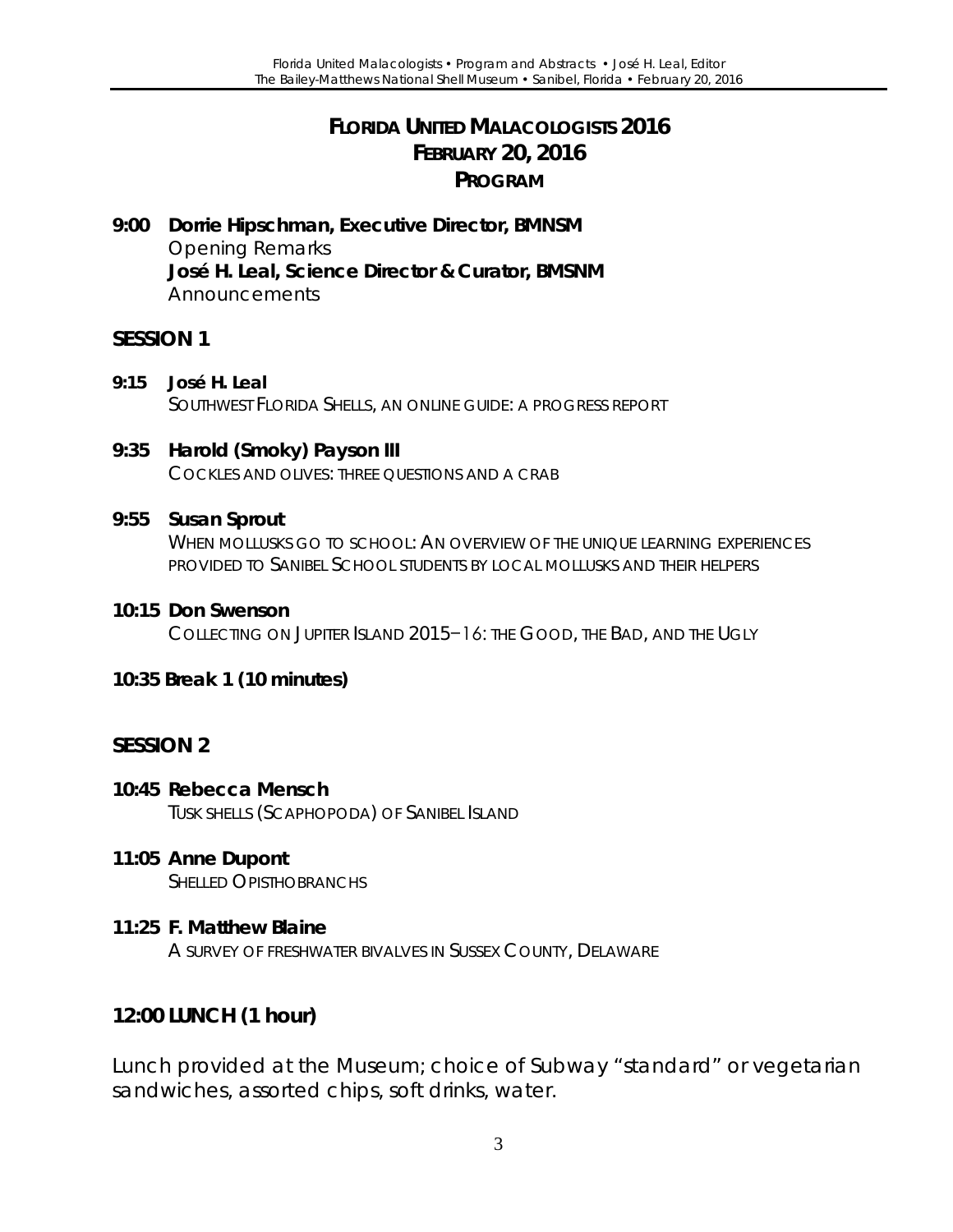# FLORIDA UNITED MALACOLOGISTS 2016
# FEBRUARY 20, 2016
# PROGRAM

**9:00 Dorrie Hipschman, Executive Director, BMNSM**
Opening Remarks
**José H. Leal, Science Director & Curator, BMSNM**
Announcements

## SESSION 1

**9:15 José H. Leal**
SOUTHWEST FLORIDA SHELLS, AN ONLINE GUIDE: A PROGRESS REPORT

**9:35 Harold (Smoky) Payson III**
COCKLES AND OLIVES: THREE QUESTIONS AND A CRAB

**9:55 Susan Sprout**
WHEN MOLLUSKS GO TO SCHOOL: AN OVERVIEW OF THE UNIQUE LEARNING EXPERIENCES PROVIDED TO SANIBEL SCHOOL STUDENTS BY LOCAL MOLLUSKS AND THEIR HELPERS

**10:15 Don Swenson**
COLLECTING ON JUPITER ISLAND 2015–16: THE GOOD, THE BAD, AND THE UGLY

**10:35 Break 1 (10 minutes)**

## SESSION 2

**10:45 Rebecca Mensch**
TUSK SHELLS (SCAPHOPODA) OF SANIBEL ISLAND

**11:05 Anne Dupont**
SHELLED OPISTHOBRANCHS

**11:25 F. Matthew Blaine**
A SURVEY OF FRESHWATER BIVALVES IN SUSSEX COUNTY, DELAWARE

## 12:00 LUNCH (1 hour)

Lunch provided at the Museum; choice of Subway "standard" or vegetarian sandwiches, assorted chips, soft drinks, water.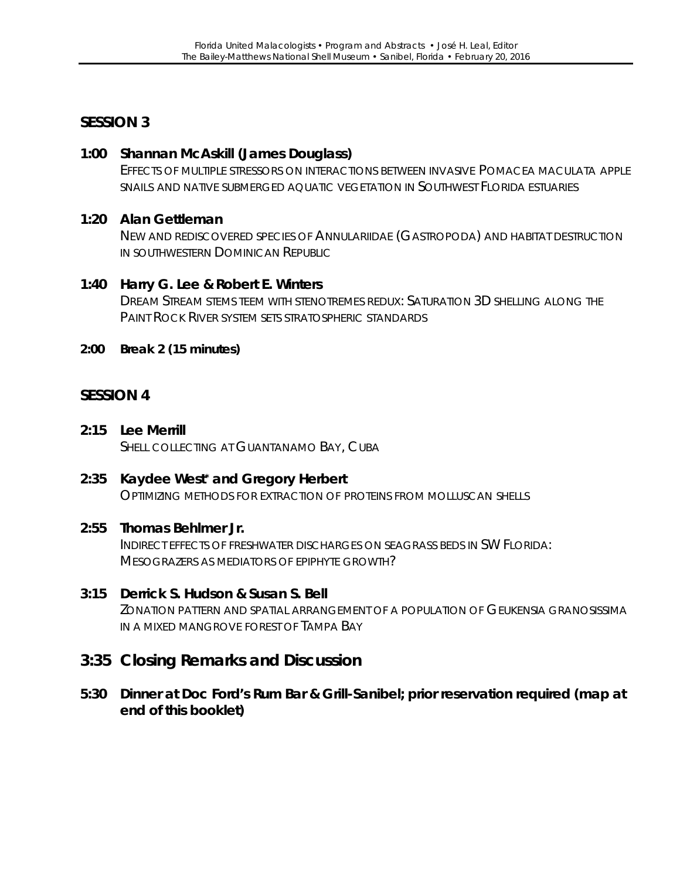## SESSION 3

**1:00 Shannan McAskill (James Douglass)**
EFFECTS OF MULTIPLE STRESSORS ON INTERACTIONS BETWEEN INVASIVE POMACEA MACULATA APPLE SNAILS AND NATIVE SUBMERGED AQUATIC VEGETATION IN SOUTHWEST FLORIDA ESTUARIES

**1:20 Alan Gettleman**
NEW AND REDISCOVERED SPECIES OF ANNULARIIDAE (GASTROPODA) AND HABITAT DESTRUCTION IN SOUTHWESTERN DOMINICAN REPUBLIC

**1:40 Harry G. Lee & Robert E. Winters**
DREAM STREAM STEMS TEEM WITH STENOTREMES REDUX: SATURATION 3D SHELLING ALONG THE PAINT ROCK RIVER SYSTEM SETS STRATOSPHERIC STANDARDS

**2:00 Break 2 (15 minutes)**

## SESSION 4

**2:15 Lee Merrill**
SHELL COLLECTING AT GUANTANAMO BAY, CUBA

**2:35 Kaydee West* and Gregory Herbert**
OPTIMIZING METHODS FOR EXTRACTION OF PROTEINS FROM MOLLUSCAN SHELLS

**2:55 Thomas Behlmer Jr.**
INDIRECT EFFECTS OF FRESHWATER DISCHARGES ON SEAGRASS BEDS IN SW FLORIDA: MESOGRAZERS AS MEDIATORS OF EPIPHYTE GROWTH?

**3:15 Derrick S. Hudson & Susan S. Bell**
ZONATION PATTERN AND SPATIAL ARRANGEMENT OF A POPULATION OF GEUKENSIA GRANOSISSIMA IN A MIXED MANGROVE FOREST OF TAMPA BAY

## 3:35 Closing Remarks and Discussion

**5:30 Dinner at Doc Ford's Rum Bar & Grill-Sanibel; prior reservation required (map at end of this booklet)**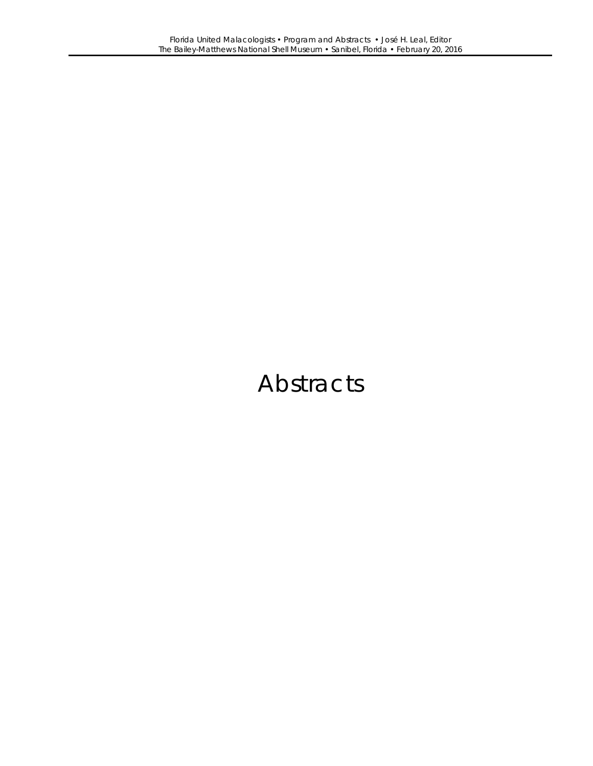# Abstracts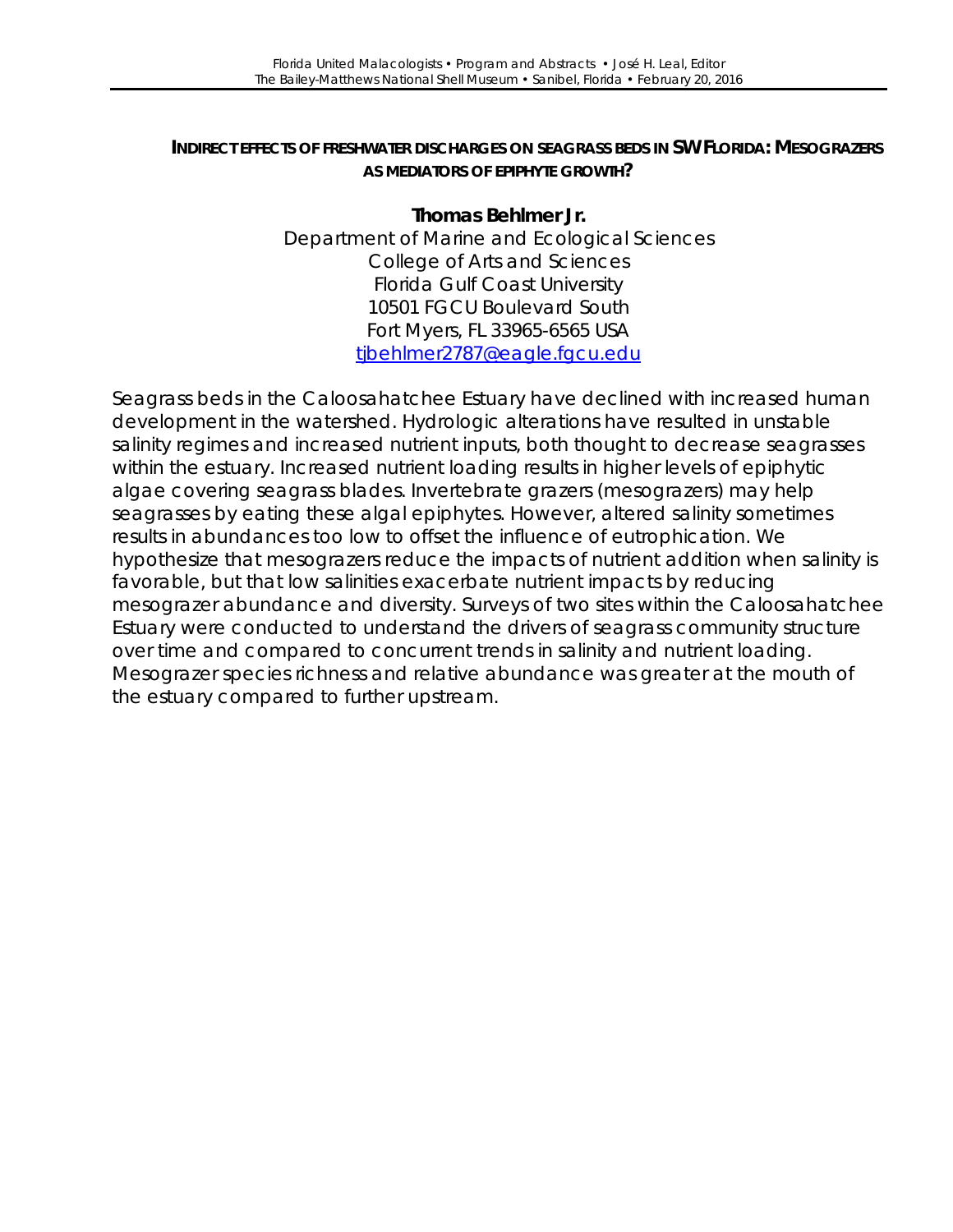## Indirect effects of freshwater discharges on seagrass beds in SW Florida: Mesograzers as mediators of epiphyte growth?

**Thomas Behlmer Jr.**
Department of Marine and Ecological Sciences
College of Arts and Sciences
Florida Gulf Coast University
10501 FGCU Boulevard South
Fort Myers, FL 33965-6565 USA
tjbehlmer2787@eagle.fgcu.edu

Seagrass beds in the Caloosahatchee Estuary have declined with increased human development in the watershed. Hydrologic alterations have resulted in unstable salinity regimes and increased nutrient inputs, both thought to decrease seagrasses within the estuary. Increased nutrient loading results in higher levels of epiphytic algae covering seagrass blades. Invertebrate grazers (mesograzers) may help seagrasses by eating these algal epiphytes. However, altered salinity sometimes results in abundances too low to offset the influence of eutrophication. We hypothesize that mesograzers reduce the impacts of nutrient addition when salinity is favorable, but that low salinities exacerbate nutrient impacts by reducing mesograzer abundance and diversity. Surveys of two sites within the Caloosahatchee Estuary were conducted to understand the drivers of seagrass community structure over time and compared to concurrent trends in salinity and nutrient loading. Mesograzer species richness and relative abundance was greater at the mouth of the estuary compared to further upstream.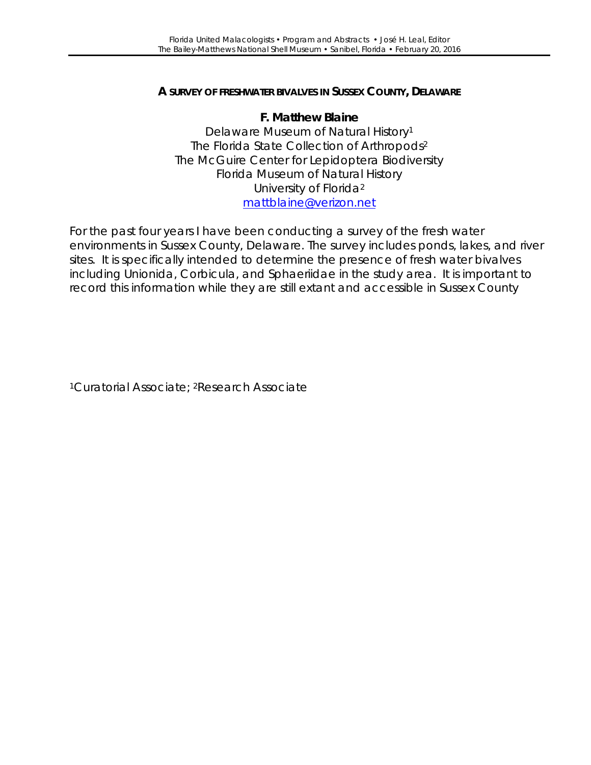## A SURVEY OF FRESHWATER BIVALVES IN SUSSEX COUNTY, DELAWARE

**F. Matthew Blaine**

Delaware Museum of Natural History[1]
The Florida State Collection of Arthropods[2]
The McGuire Center for Lepidoptera Biodiversity
Florida Museum of Natural History
University of Florida[2]
mattblaine@verizon.net

For the past four years I have been conducting a survey of the fresh water environments in Sussex County, Delaware. The survey includes ponds, lakes, and river sites. It is specifically intended to determine the presence of fresh water bivalves including Unionida, Corbicula, and Sphaeriidae in the study area. It is important to record this information while they are still extant and accessible in Sussex County

[1]Curatorial Associate; [2]Research Associate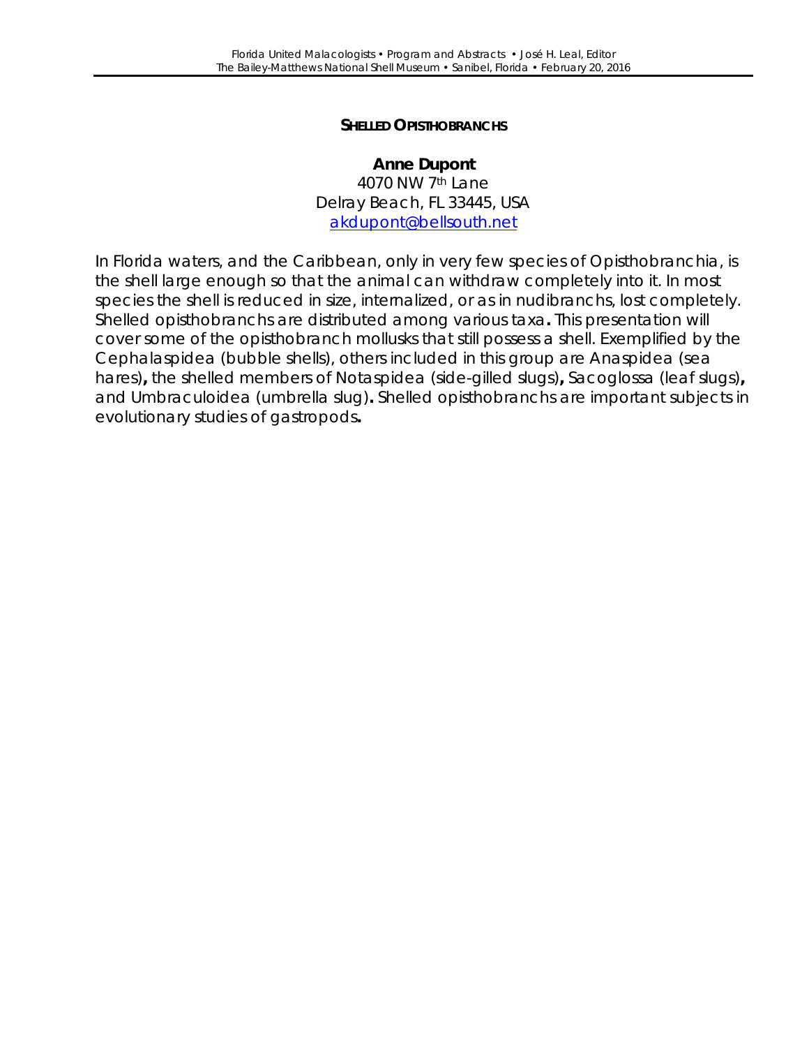## SHELLED OPISTHOBRANCHS

**Anne Dupont**
4070 NW 7th Lane
Delray Beach, FL 33445, USA
akdupont@bellsouth.net

In Florida waters, and the Caribbean, only in very few species of Opisthobranchia, is the shell large enough so that the animal can withdraw completely into it. In most species the shell is reduced in size, internalized, or as in nudibranchs, lost completely. Shelled opisthobranchs are distributed among various taxa**.** This presentation will cover some of the opisthobranch mollusks that still possess a shell. Exemplified by the Cephalaspidea (bubble shells), others included in this group are Anaspidea (sea hares)**,** the shelled members of Notaspidea (side-gilled slugs)**,** Sacoglossa (leaf slugs)**,** and Umbraculoidea (umbrella slug)**.** Shelled opisthobranchs are important subjects in evolutionary studies of gastropods**.**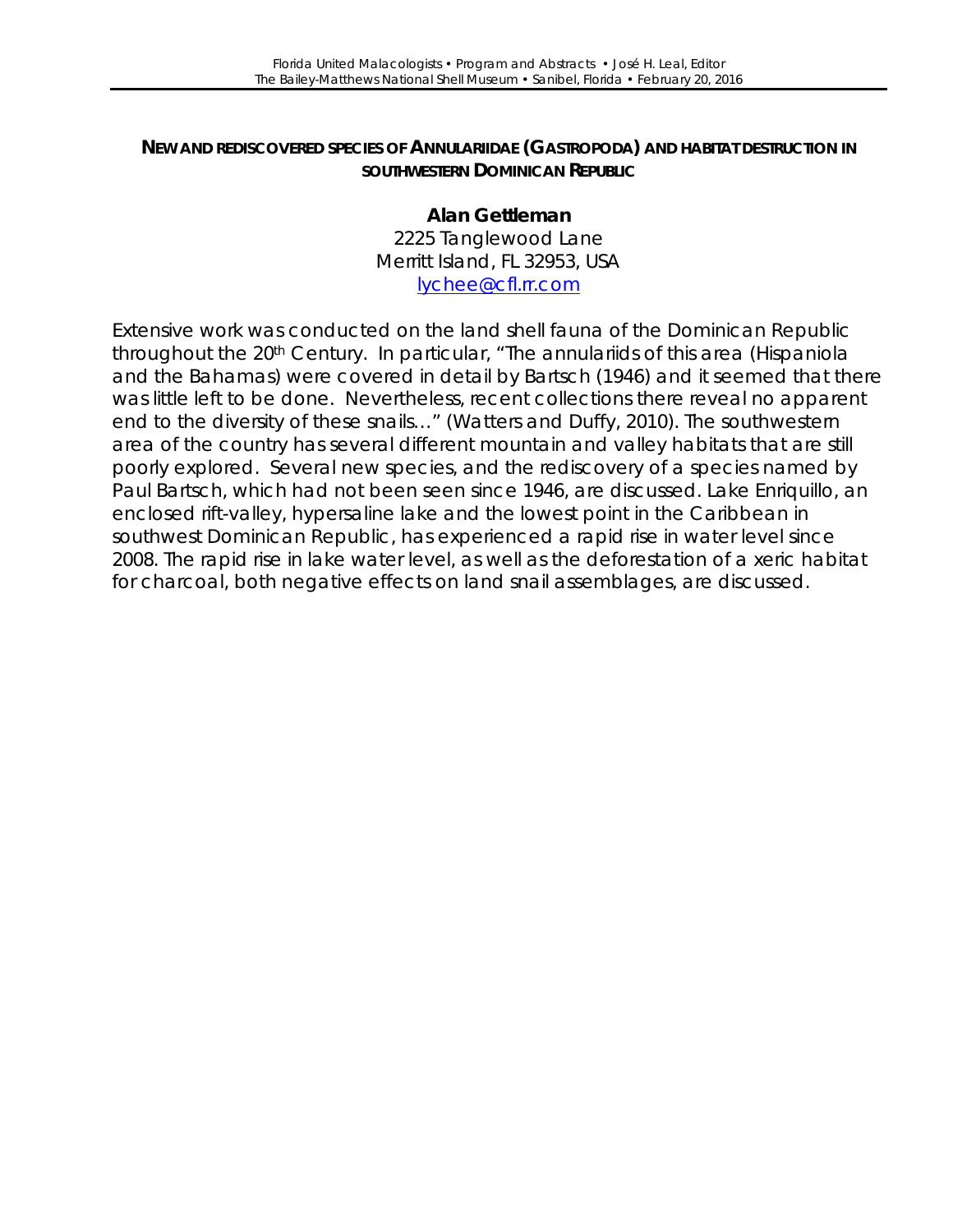## NEW AND REDISCOVERED SPECIES OF ANNULARIIDAE (GASTROPODA) AND HABITAT DESTRUCTION IN SOUTHWESTERN DOMINICAN REPUBLIC

**Alan Gettleman**
2225 Tanglewood Lane
Merritt Island, FL 32953, USA
lychee@cfl.rr.com

Extensive work was conducted on the land shell fauna of the Dominican Republic throughout the 20th Century. In particular, "The annulariids of this area (Hispaniola and the Bahamas) were covered in detail by Bartsch (1946) and it seemed that there was little left to be done. Nevertheless, recent collections there reveal no apparent end to the diversity of these snails…" (Watters and Duffy, 2010). The southwestern area of the country has several different mountain and valley habitats that are still poorly explored. Several new species, and the rediscovery of a species named by Paul Bartsch, which had not been seen since 1946, are discussed. Lake Enriquillo, an enclosed rift-valley, hypersaline lake and the lowest point in the Caribbean in southwest Dominican Republic, has experienced a rapid rise in water level since 2008. The rapid rise in lake water level, as well as the deforestation of a xeric habitat for charcoal, both negative effects on land snail assemblages, are discussed.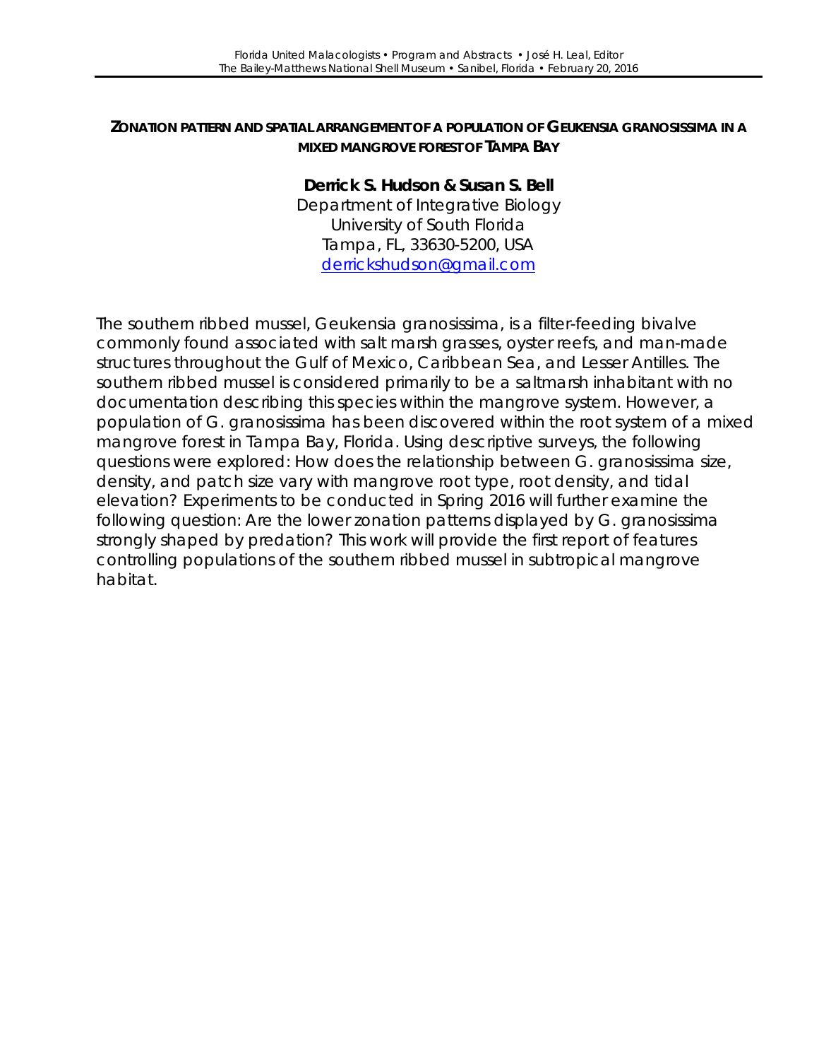## ZONATION PATTERN AND SPATIAL ARRANGEMENT OF A POPULATION OF GEUKENSIA GRANOSISSIMA IN A MIXED MANGROVE FOREST OF TAMPA BAY

**Derrick S. Hudson & Susan S. Bell**
Department of Integrative Biology
University of South Florida
Tampa, FL, 33630-5200, USA
derrickshudson@gmail.com

The southern ribbed mussel, Geukensia granosissima, is a filter-feeding bivalve commonly found associated with salt marsh grasses, oyster reefs, and man-made structures throughout the Gulf of Mexico, Caribbean Sea, and Lesser Antilles. The southern ribbed mussel is considered primarily to be a saltmarsh inhabitant with no documentation describing this species within the mangrove system. However, a population of G. granosissima has been discovered within the root system of a mixed mangrove forest in Tampa Bay, Florida. Using descriptive surveys, the following questions were explored: How does the relationship between G. granosissima size, density, and patch size vary with mangrove root type, root density, and tidal elevation? Experiments to be conducted in Spring 2016 will further examine the following question: Are the lower zonation patterns displayed by G. granosissima strongly shaped by predation? This work will provide the first report of features controlling populations of the southern ribbed mussel in subtropical mangrove habitat.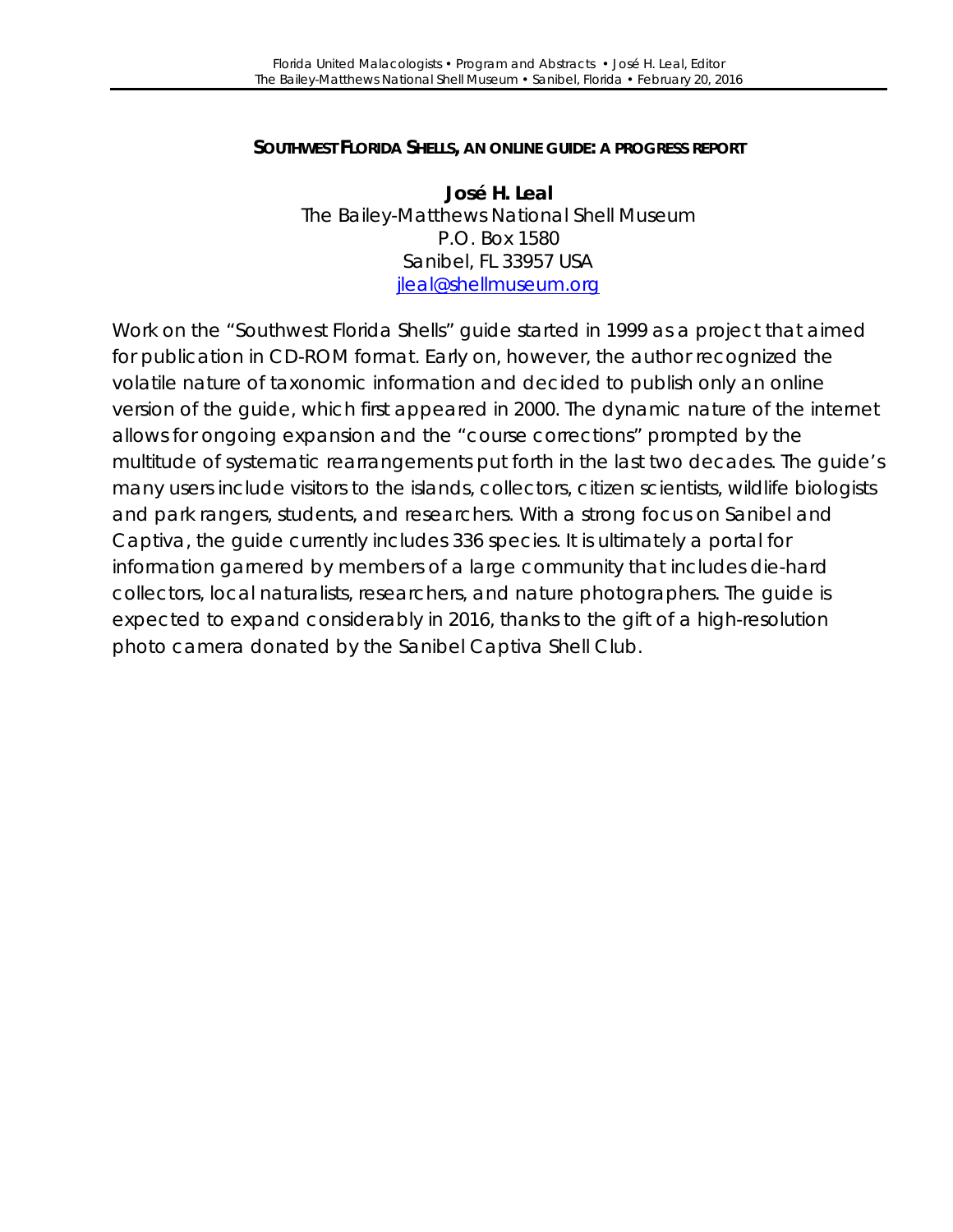## SOUTHWEST FLORIDA SHELLS, AN ONLINE GUIDE: A PROGRESS REPORT

**José H. Leal**  
The Bailey-Matthews National Shell Museum  
P.O. Box 1580  
Sanibel, FL 33957 USA  
jleal@shellmuseum.org

Work on the "Southwest Florida Shells" guide started in 1999 as a project that aimed for publication in CD-ROM format. Early on, however, the author recognized the volatile nature of taxonomic information and decided to publish only an online version of the guide, which first appeared in 2000. The dynamic nature of the internet allows for ongoing expansion and the "course corrections" prompted by the multitude of systematic rearrangements put forth in the last two decades. The guide's many users include visitors to the islands, collectors, citizen scientists, wildlife biologists and park rangers, students, and researchers. With a strong focus on Sanibel and Captiva, the guide currently includes 336 species. It is ultimately a portal for information garnered by members of a large community that includes die-hard collectors, local naturalists, researchers, and nature photographers. The guide is expected to expand considerably in 2016, thanks to the gift of a high-resolution photo camera donated by the Sanibel Captiva Shell Club.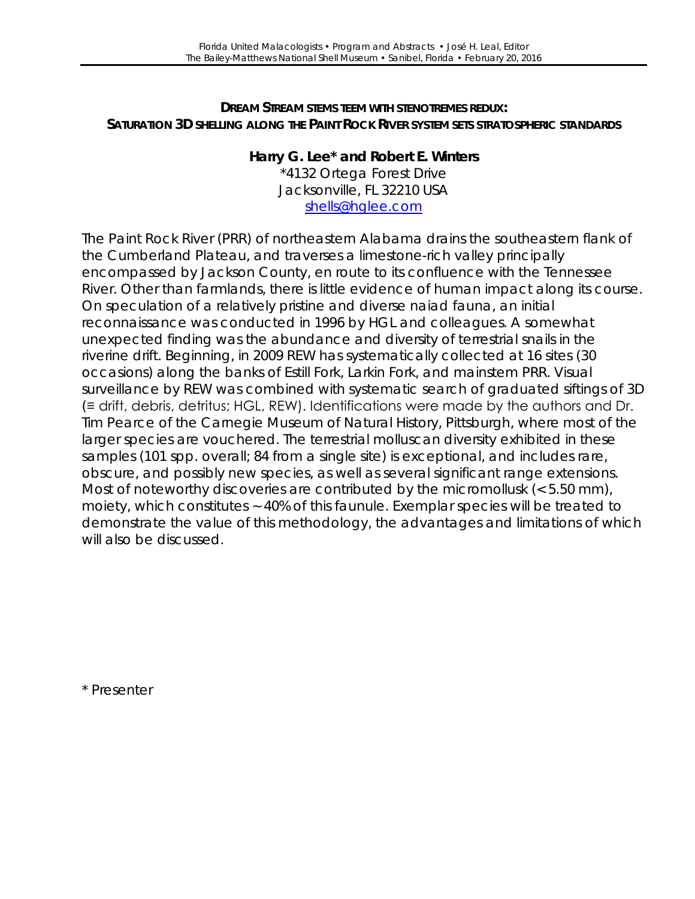## DREAM STREAM STEMS TEEM WITH STENOTREMES REDUX: SATURATION 3D SHELLING ALONG THE PAINT ROCK RIVER SYSTEM SETS STRATOSPHERIC STANDARDS

**Harry G. Lee* and Robert E. Winters**
*4132 Ortega Forest Drive
Jacksonville, FL 32210 USA
shells@hglee.com

The Paint Rock River (PRR) of northeastern Alabama drains the southeastern flank of the Cumberland Plateau, and traverses a limestone-rich valley principally encompassed by Jackson County, en route to its confluence with the Tennessee River. Other than farmlands, there is little evidence of human impact along its course. On speculation of a relatively pristine and diverse naiad fauna, an initial reconnaissance was conducted in 1996 by HGL and colleagues. A somewhat unexpected finding was the abundance and diversity of terrestrial snails in the riverine drift. Beginning, in 2009 REW has systematically collected at 16 sites (30 occasions) along the banks of Estill Fork, Larkin Fork, and mainstem PRR. Visual surveillance by REW was combined with systematic search of graduated siftings of 3D (≡ drift, debris, detritus; HGL, REW). Identifications were made by the authors and Dr. Tim Pearce of the Carnegie Museum of Natural History, Pittsburgh, where most of the larger species are vouchered. The terrestrial molluscan diversity exhibited in these samples (101 spp. overall; 84 from a single site) is exceptional, and includes rare, obscure, and possibly new species, as well as several significant range extensions. Most of noteworthy discoveries are contributed by the micromollusk (< 5.50 mm), moiety, which constitutes ~ 40% of this faunule. Exemplar species will be treated to demonstrate the value of this methodology, the advantages and limitations of which will also be discussed.

\* Presenter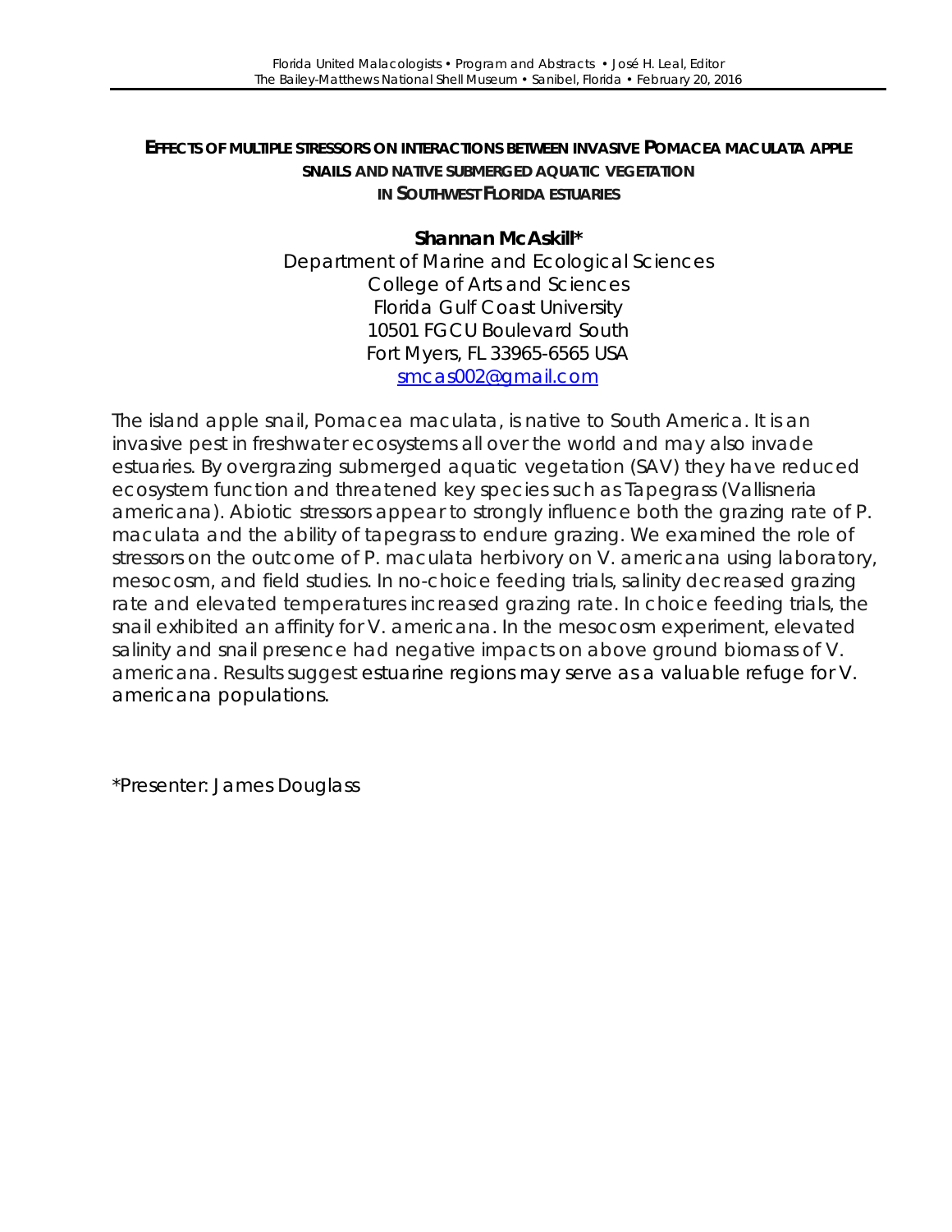## EFFECTS OF MULTIPLE STRESSORS ON INTERACTIONS BETWEEN INVASIVE POMACEA MACULATA APPLE SNAILS AND NATIVE SUBMERGED AQUATIC VEGETATION IN SOUTHWEST FLORIDA ESTUARIES

**Shannan McAskill***
Department of Marine and Ecological Sciences
College of Arts and Sciences
Florida Gulf Coast University
10501 FGCU Boulevard South
Fort Myers, FL 33965-6565 USA
smcas002@gmail.com

The island apple snail, *Pomacea maculata*, is native to South America. It is an invasive pest in freshwater ecosystems all over the world and may also invade estuaries. By overgrazing submerged aquatic vegetation (SAV) they have reduced ecosystem function and threatened key species such as Tapegrass (*Vallisneria americana*). Abiotic stressors appear to strongly influence both the grazing rate of *P. maculata* and the ability of tapegrass to endure grazing. We examined the role of stressors on the outcome of *P. maculata* herbivory on *V. americana* using laboratory, mesocosm, and field studies. In no-choice feeding trials, salinity decreased grazing rate and elevated temperatures increased grazing rate. In choice feeding trials, the snail exhibited an affinity for *V. americana*. In the mesocosm experiment, elevated salinity and snail presence had negative impacts on above ground biomass of *V. americana*. Results suggest estuarine regions may serve as a valuable refuge for *V. americana* populations.

*Presenter: James Douglass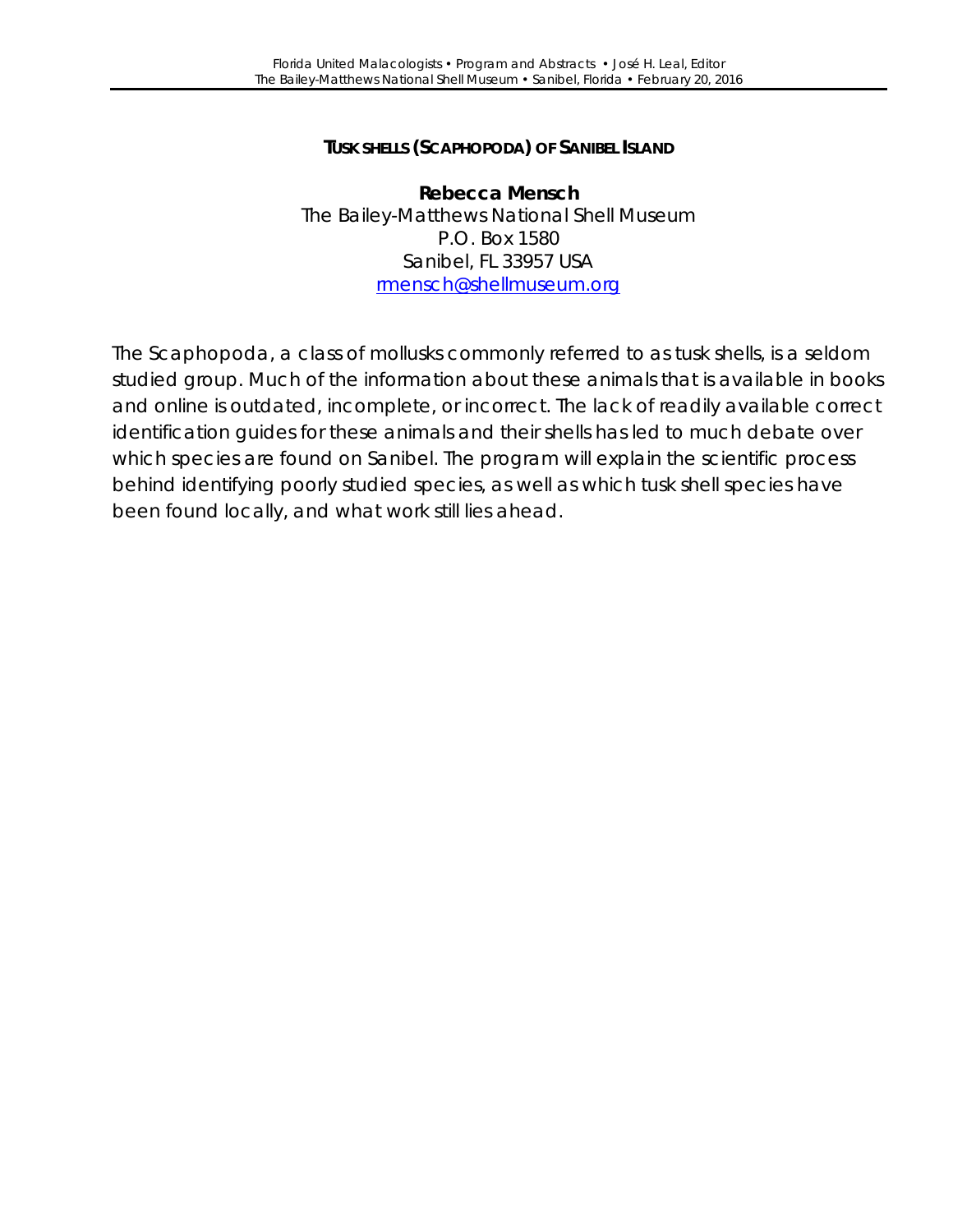## TUSK SHELLS (SCAPHOPODA) OF SANIBEL ISLAND

**Rebecca Mensch**
The Bailey-Matthews National Shell Museum
P.O. Box 1580
Sanibel, FL 33957 USA
rmensch@shellmuseum.org

The Scaphopoda, a class of mollusks commonly referred to as tusk shells, is a seldom studied group. Much of the information about these animals that is available in books and online is outdated, incomplete, or incorrect. The lack of readily available correct identification guides for these animals and their shells has led to much debate over which species are found on Sanibel. The program will explain the scientific process behind identifying poorly studied species, as well as which tusk shell species have been found locally, and what work still lies ahead.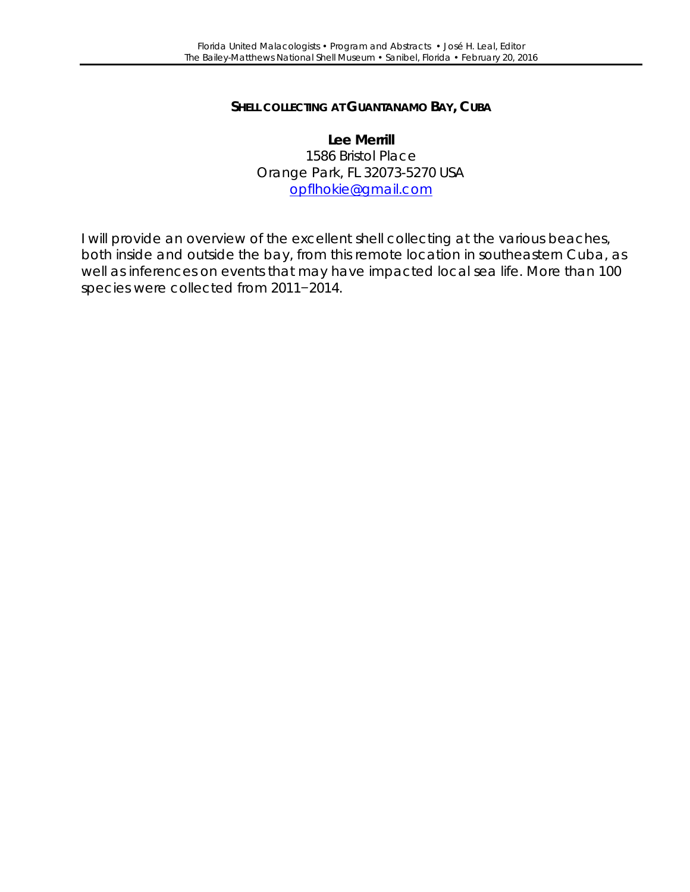## SHELL COLLECTING AT GUANTANAMO BAY, CUBA

**Lee Merrill**
1586 Bristol Place
Orange Park, FL 32073-5270 USA
opflhokie@gmail.com

I will provide an overview of the excellent shell collecting at the various beaches, both inside and outside the bay, from this remote location in southeastern Cuba, as well as inferences on events that may have impacted local sea life. More than 100 species were collected from 2011−2014.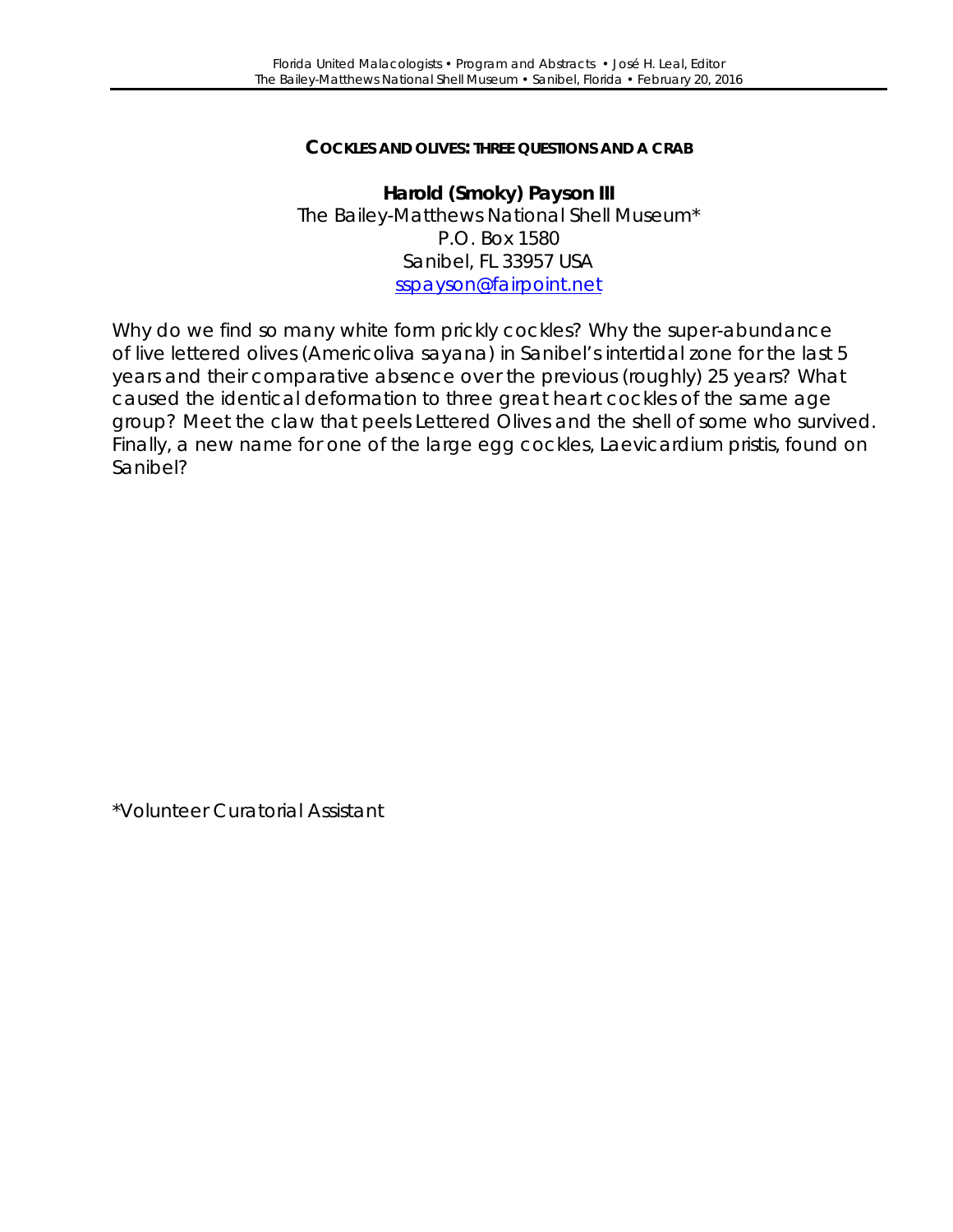## COCKLES AND OLIVES: THREE QUESTIONS AND A CRAB

**Harold (Smoky) Payson III**
The Bailey-Matthews National Shell Museum*
P.O. Box 1580
Sanibel, FL 33957 USA
sspayson@fairpoint.net

Why do we find so many white form prickly cockles? Why the super-abundance of live lettered olives (*Americoliva sayana*) in Sanibel's intertidal zone for the last 5 years and their comparative absence over the previous (roughly) 25 years? What caused the identical deformation to three great heart cockles of the same age group? Meet the claw that peels Lettered Olives and the shell of some who survived. Finally, a new name for one of the large egg cockles, *Laevicardium pristis*, found on Sanibel?

*Volunteer Curatorial Assistant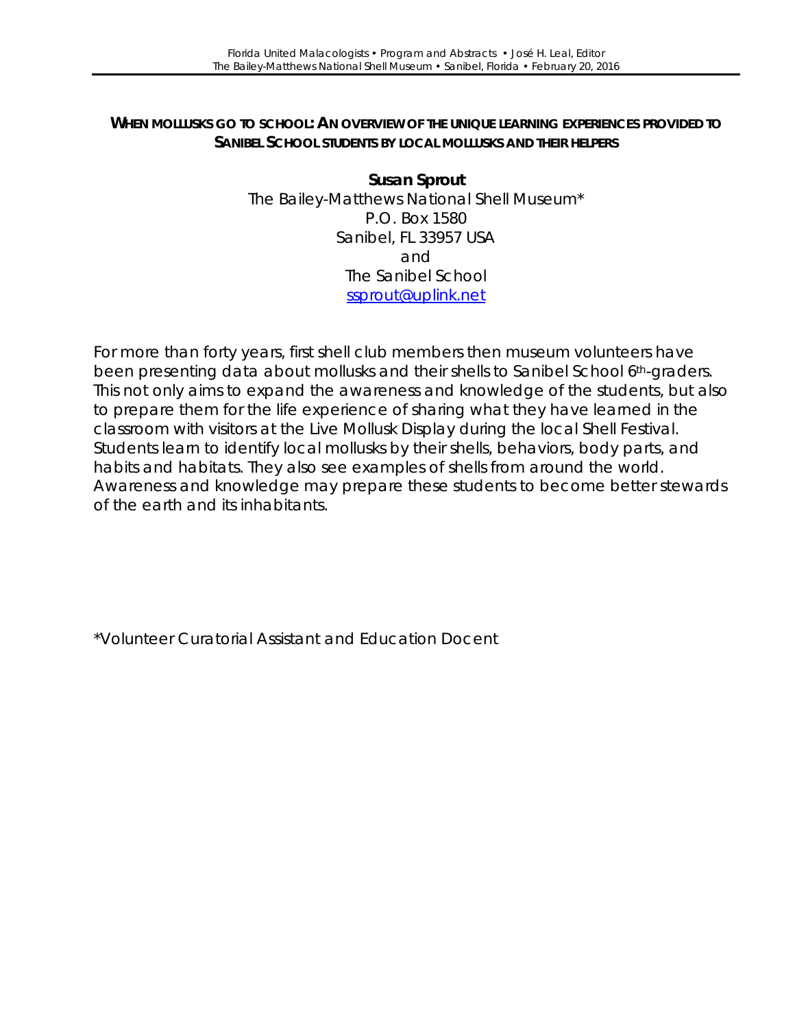## WHEN MOLLUSKS GO TO SCHOOL: AN OVERVIEW OF THE UNIQUE LEARNING EXPERIENCES PROVIDED TO SANIBEL SCHOOL STUDENTS BY LOCAL MOLLUSKS AND THEIR HELPERS

**Susan Sprout**
The Bailey-Matthews National Shell Museum*
P.O. Box 1580
Sanibel, FL 33957 USA
and
The Sanibel School
ssprout@uplink.net

For more than forty years, first shell club members then museum volunteers have been presenting data about mollusks and their shells to Sanibel School 6th-graders. This not only aims to expand the awareness and knowledge of the students, but also to prepare them for the life experience of sharing what they have learned in the classroom with visitors at the Live Mollusk Display during the local Shell Festival. Students learn to identify local mollusks by their shells, behaviors, body parts, and habits and habitats. They also see examples of shells from around the world. Awareness and knowledge may prepare these students to become better stewards of the earth and its inhabitants.

*Volunteer Curatorial Assistant and Education Docent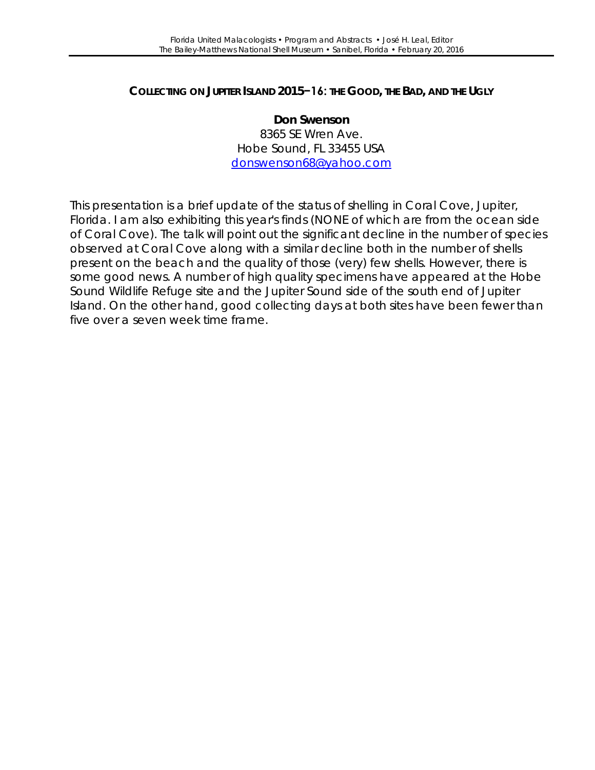## COLLECTING ON JUPITER ISLAND 2015–16: THE GOOD, THE BAD, AND THE UGLY

**Don Swenson**
8365 SE Wren Ave.
Hobe Sound, FL 33455 USA
donswenson68@yahoo.com

This presentation is a brief update of the status of shelling in Coral Cove, Jupiter, Florida. I am also exhibiting this year's finds (NONE of which are from the ocean side of Coral Cove). The talk will point out the significant decline in the number of species observed at Coral Cove along with a similar decline both in the number of shells present on the beach and the quality of those (very) few shells. However, there is some good news. A number of high quality specimens have appeared at the Hobe Sound Wildlife Refuge site and the Jupiter Sound side of the south end of Jupiter Island. On the other hand, good collecting days at both sites have been fewer than five over a seven week time frame.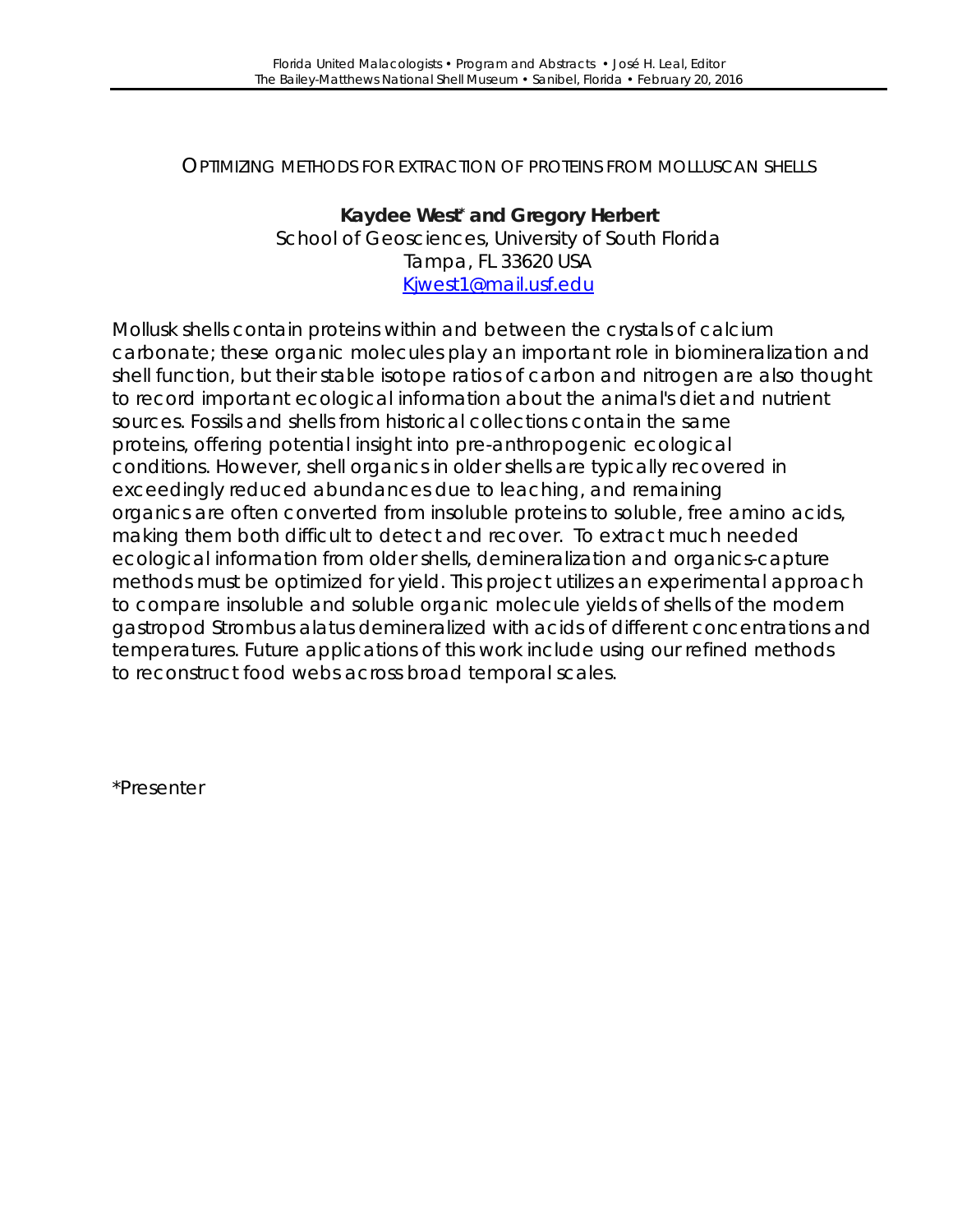## OPTIMIZING METHODS FOR EXTRACTION OF PROTEINS FROM MOLLUSCAN SHELLS

**Kaydee West* and Gregory Herbert**
School of Geosciences, University of South Florida
Tampa, FL 33620 USA
Kjwest1@mail.usf.edu

Mollusk shells contain proteins within and between the crystals of calcium carbonate; these organic molecules play an important role in biomineralization and shell function, but their stable isotope ratios of carbon and nitrogen are also thought to record important ecological information about the animal's diet and nutrient sources. Fossils and shells from historical collections contain the same proteins, offering potential insight into pre-anthropogenic ecological conditions. However, shell organics in older shells are typically recovered in exceedingly reduced abundances due to leaching, and remaining organics are often converted from insoluble proteins to soluble, free amino acids, making them both difficult to detect and recover. To extract much needed ecological information from older shells, demineralization and organics-capture methods must be optimized for yield. This project utilizes an experimental approach to compare insoluble and soluble organic molecule yields of shells of the modern gastropod *Strombus alatus* demineralized with acids of different concentrations and temperatures. Future applications of this work include using our refined methods to reconstruct food webs across broad temporal scales.

*Presenter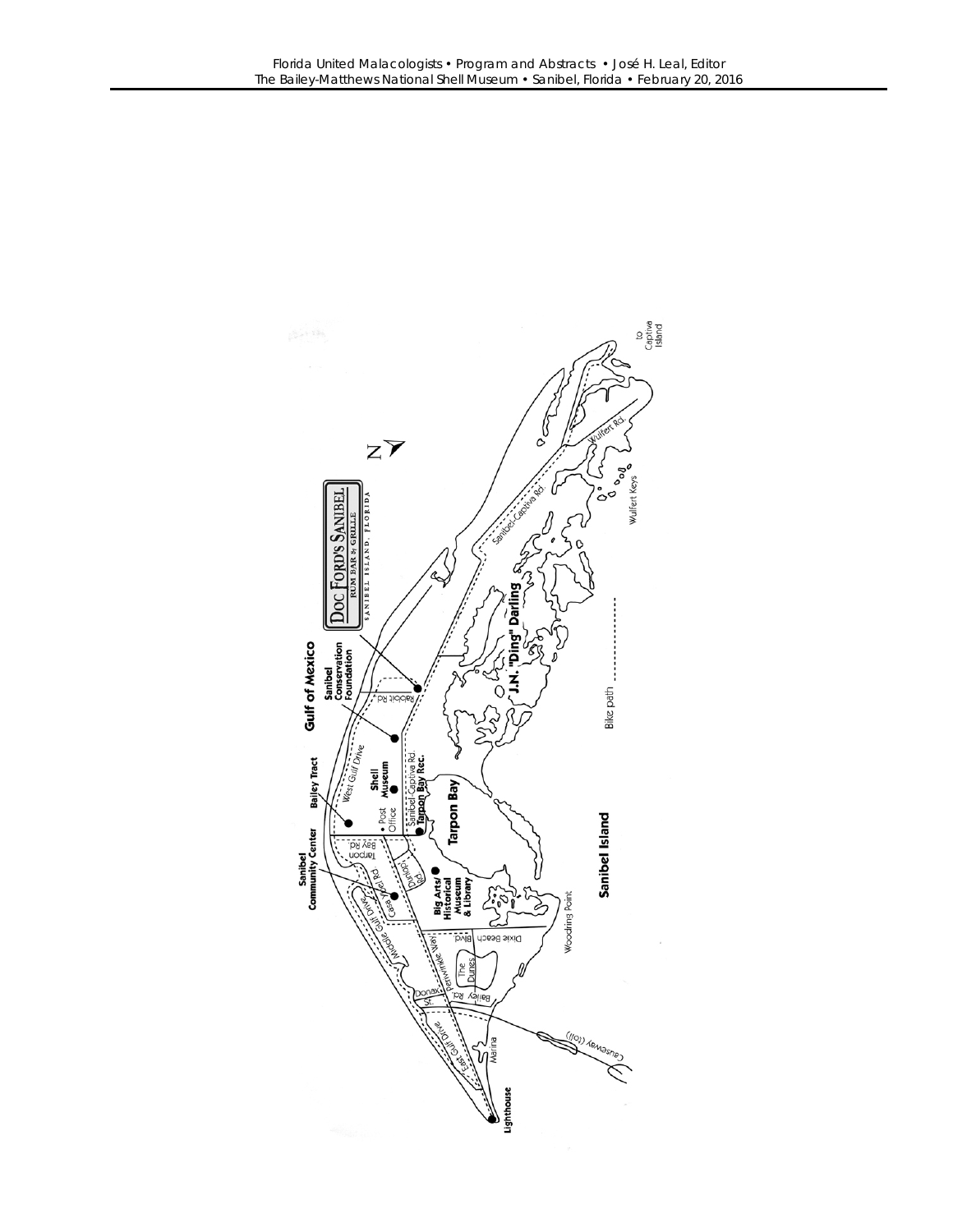Gulf of Mexico

Doc Ford's Sanibel
Rum Bar & Grille
Sanibel Island, Florida

N

Sanibel Community Center

Bailey Tract

Shell Museum

Sanibel Conservation Foundation

Post Office

Tarpon Bay Rec.

Tarpon Bay

Big Arts/ Historical Museum & Library

J.N. "Ding" Darling

Sanibel Island

Lighthouse

West Gulf Drive

Middle Gulf Drive

East Gulf Drive

Casa Ybel Rd.

Tarpon Bay Rd.

Dunlop Rd.

Rabbit Rd.

Sanibel-Captiva Rd.

Periwinkle Way

Donax St.

Bailey Rd.

Dixie Beach Blvd.

The Dunes

Woodring Point

Marina

Causeway (toll)

Wulfert Rd.

Wulfert Keys

to Captiva Island

Bike path